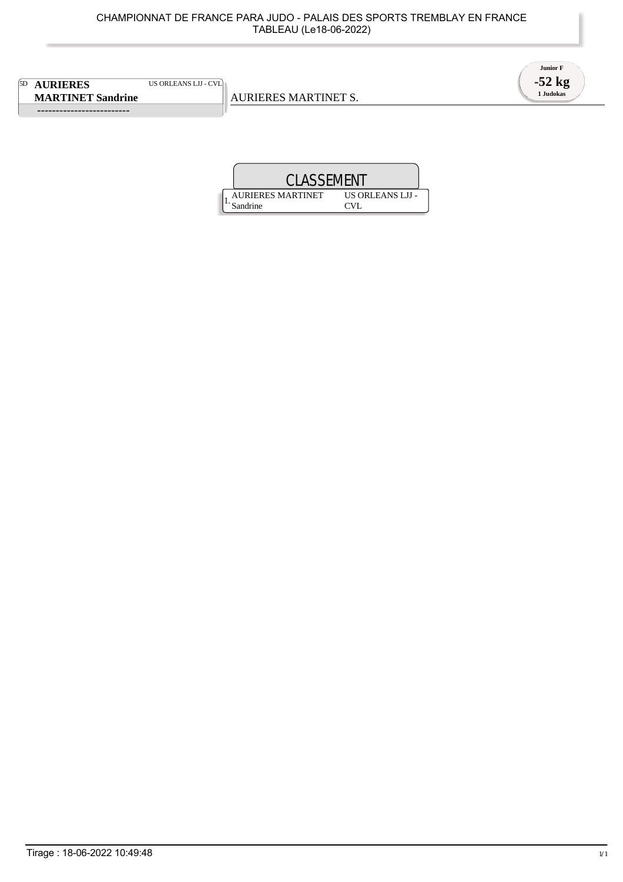CHAMPIONNAT DE FRANCE PARA JUDO - PALAIS DES SPORTS TREMBLAY EN FRANCE
TABLEAU (Le18-06-2022)

**Junior F**
**-52 kg**
**1 Judokas**

5D **AURIERES MARTINET Sandrine** US ORLEANS LJJ - CVL

------------------------

AURIERES MARTINET S.

## CLASSEMENT

| | | |
|---|---|---|
| 1. | AURIERES MARTINET Sandrine | US ORLEANS LJJ - CVL |

Tirage : 18-06-2022 10:49:48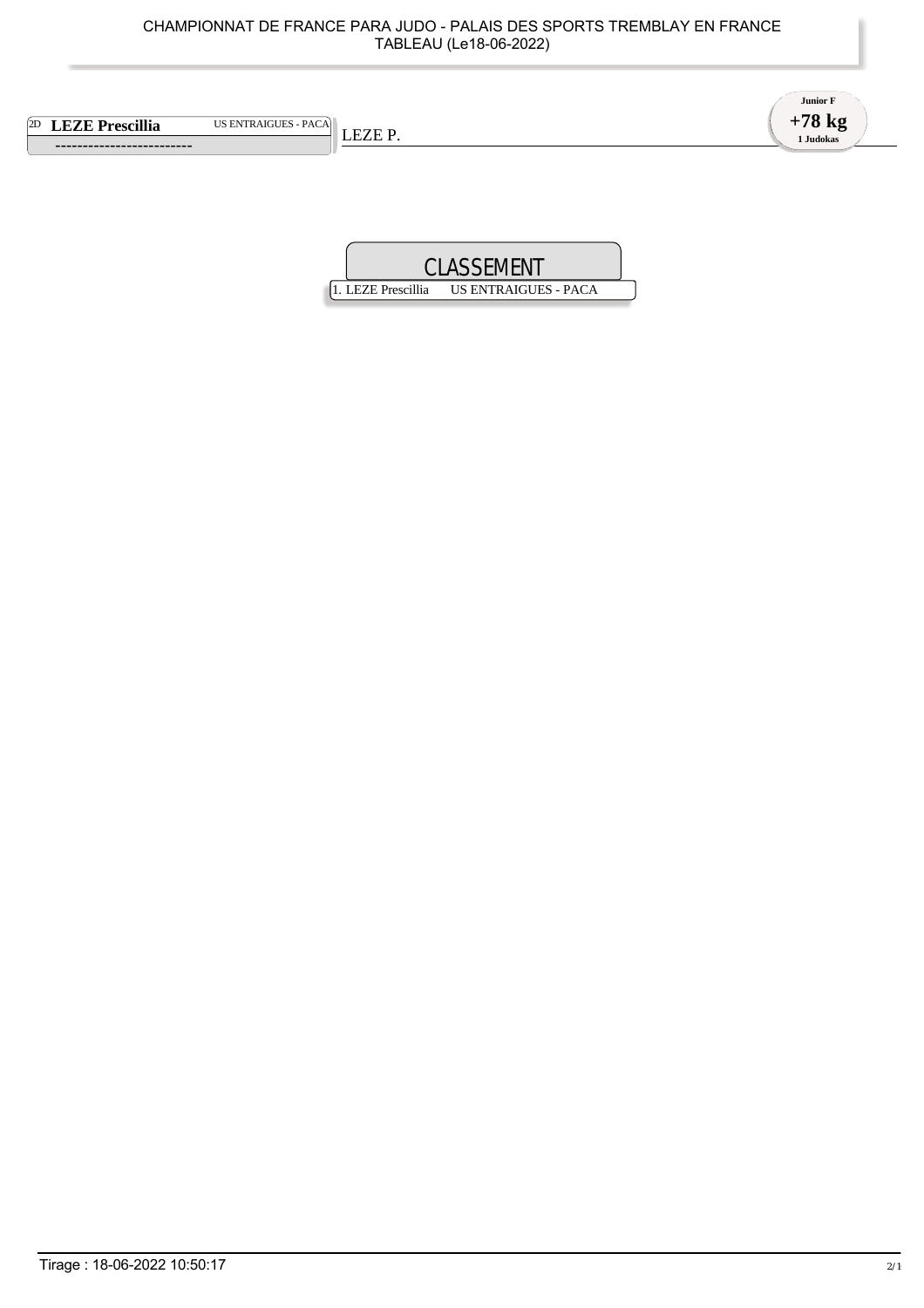CHAMPIONNAT DE FRANCE PARA JUDO - PALAIS DES SPORTS TREMBLAY EN FRANCE
TABLEAU (Le18-06-2022)

**Junior F**
**+78 kg**
**1 Judokas**

2D **LEZE Prescillia** US ENTRAIGUES - PACA

-------------------------

LEZE P.

## CLASSEMENT

1. LEZE Prescillia US ENTRAIGUES - PACA

Tirage : 18-06-2022 10:50:17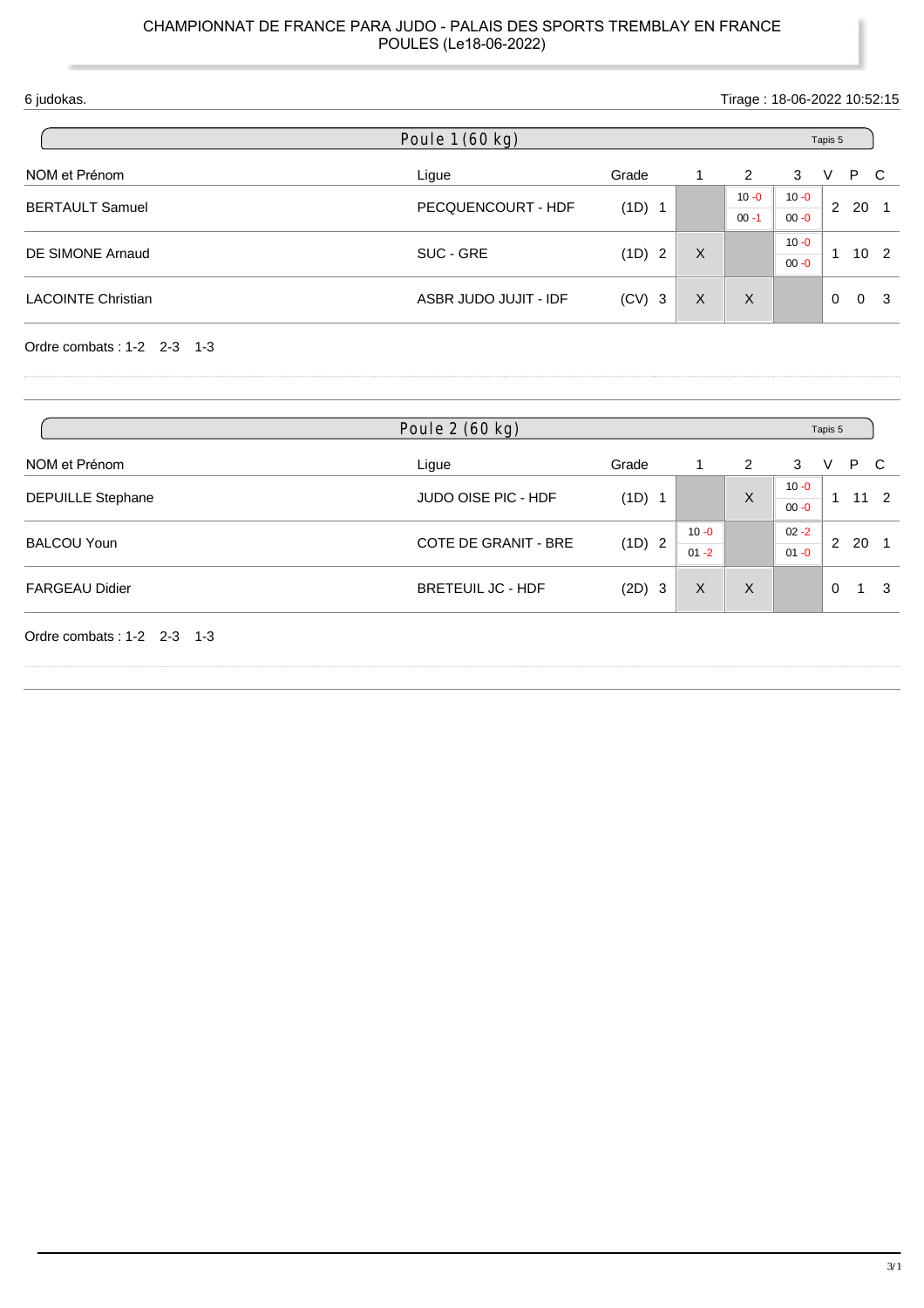CHAMPIONNAT DE FRANCE PARA JUDO - PALAIS DES SPORTS TREMBLAY EN FRANCE
POULES (Le18-06-2022)

6 judokas.

Tirage : 18-06-2022 10:52:15

## Poule 1 (60 kg)

Tapis 5

| NOM et Prénom | Ligue | Grade | | 1 | 2 | 3 | V | P | C |
|---|---|---|---|---|---|---|---|---|---|
| BERTAULT Samuel | PECQUENCOURT - HDF | (1D) | 1 | | 10 -0 / 00 -1 | 10 -0 / 00 -0 | 2 | 20 | 1 |
| DE SIMONE Arnaud | SUC - GRE | (1D) | 2 | X | | 10 -0 / 00 -0 | 1 | 10 | 2 |
| LACOINTE Christian | ASBR JUDO JUJIT - IDF | (CV) | 3 | X | X | | 0 | 0 | 3 |

Ordre combats : 1-2 2-3 1-3

## Poule 2 (60 kg)

Tapis 5

| NOM et Prénom | Ligue | Grade | | 1 | 2 | 3 | V | P | C |
|---|---|---|---|---|---|---|---|---|---|
| DEPUILLE Stephane | JUDO OISE PIC - HDF | (1D) | 1 | | X | 10 -0 / 00 -0 | 1 | 11 | 2 |
| BALCOU Youn | COTE DE GRANIT - BRE | (1D) | 2 | 10 -0 / 01 -2 | | 02 -2 / 01 -0 | 2 | 20 | 1 |
| FARGEAU Didier | BRETEUIL JC - HDF | (2D) | 3 | X | X | | 0 | 1 | 3 |

Ordre combats : 1-2 2-3 1-3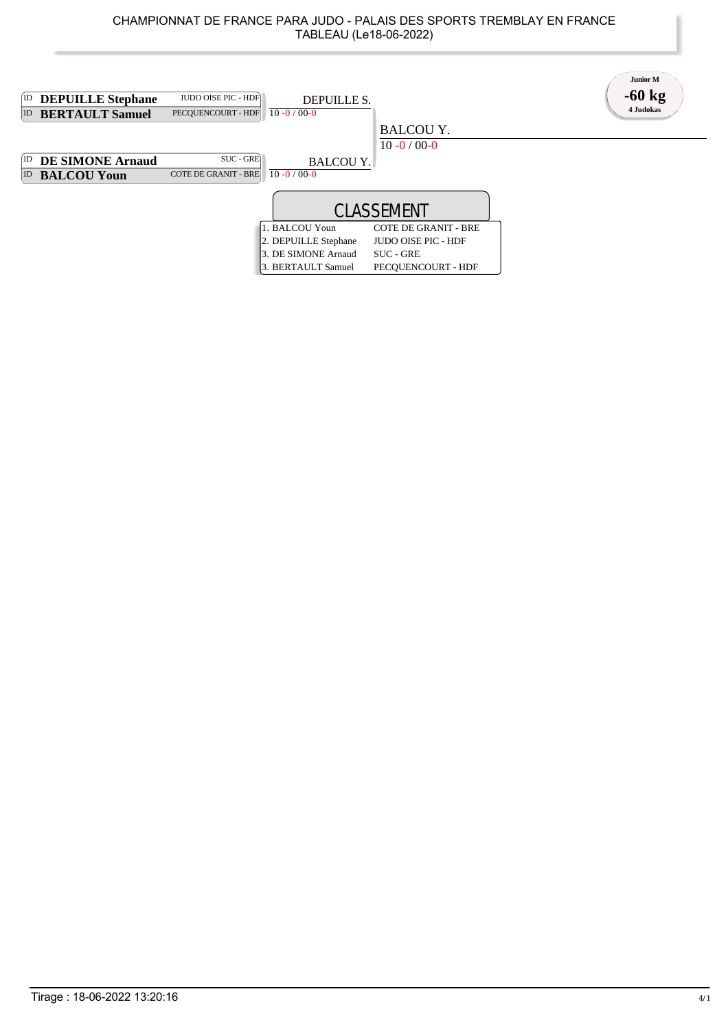# CHAMPIONNAT DE FRANCE PARA JUDO - PALAIS DES SPORTS TREMBLAY EN FRANCE

TABLEAU (Le18-06-2022)

**Junior M**
**-60 kg**
**4 Judokas**

| Combattant | Club | Tour 1 | Finale |
|---|---|---|---|
| 1D **DEPUILLE Stephane** | JUDO OISE PIC - HDF | DEPUILLE S. | |
| 1D **BERTAULT Samuel** | PECQUENCOURT - HDF | 10 -0 / 00-0 | |
| | | | BALCOU Y. |
| | | | 10 -0 / 00-0 |
| 1D **DE SIMONE Arnaud** | SUC - GRE | BALCOU Y. | |
| 1D **BALCOU Youn** | COTE DE GRANIT - BRE | 10 -0 / 00-0 | |

## CLASSEMENT

| Place | Nom | Club |
|---|---|---|
| 1. | BALCOU Youn | COTE DE GRANIT - BRE |
| 2. | DEPUILLE Stephane | JUDO OISE PIC - HDF |
| 3. | DE SIMONE Arnaud | SUC - GRE |
| 3. | BERTAULT Samuel | PECQUENCOURT - HDF |

Tirage : 18-06-2022 13:20:16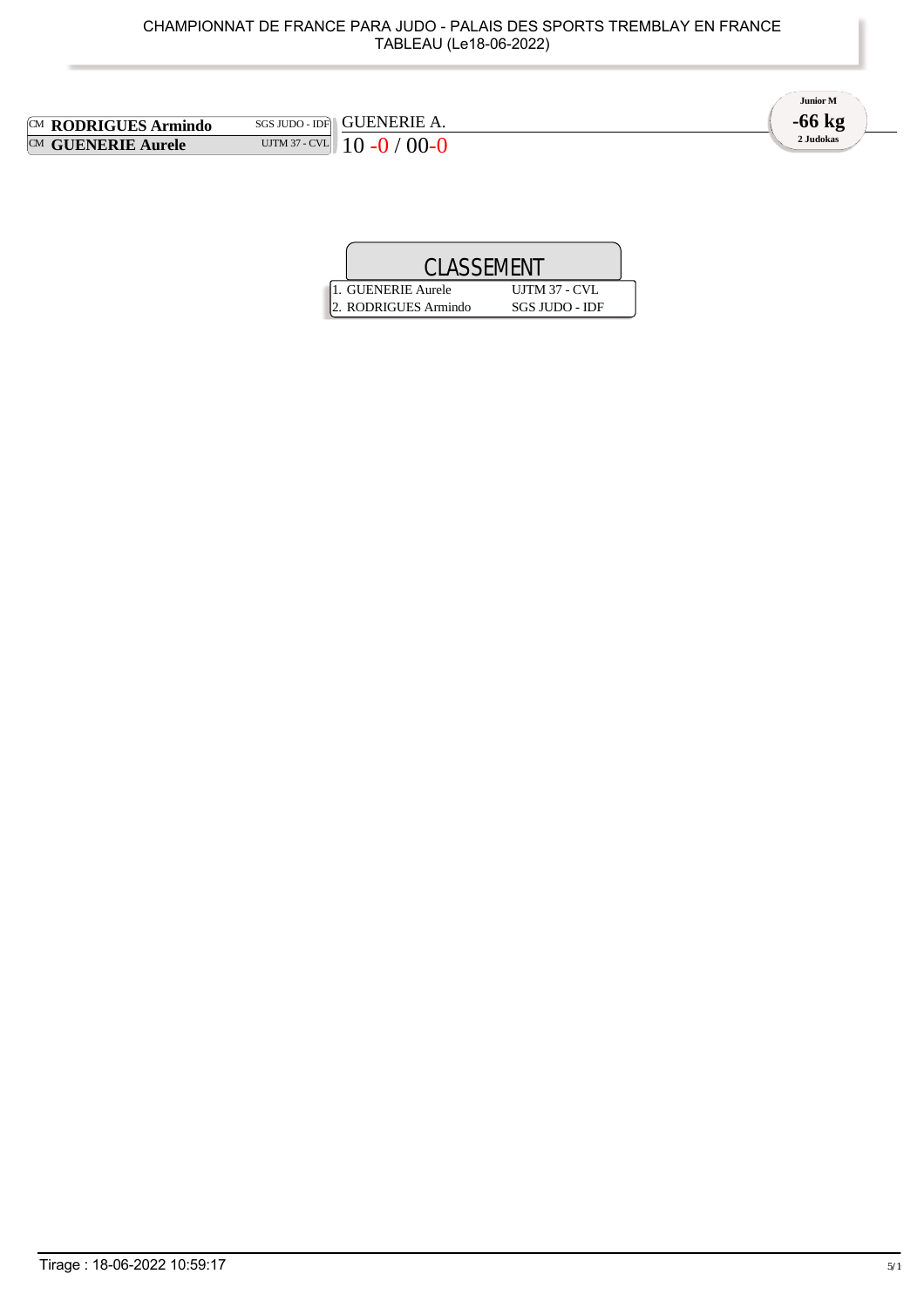CHAMPIONNAT DE FRANCE PARA JUDO - PALAIS DES SPORTS TREMBLAY EN FRANCE
TABLEAU (Le18-06-2022)

**Junior M**
**-66 kg**
**2 Judokas**

| | Judoka | Club | Résultat |
|---|---|---|---|
| CM | **RODRIGUES Armindo** | SGS JUDO - IDF | GUENERIE A. |
| CM | **GUENERIE Aurele** | UJTM 37 - CVL | 10 -0 / 00-0 |

## CLASSEMENT

| | Judoka | Club |
|---|---|---|
| 1. | GUENERIE Aurele | UJTM 37 - CVL |
| 2. | RODRIGUES Armindo | SGS JUDO - IDF |

Tirage : 18-06-2022 10:59:17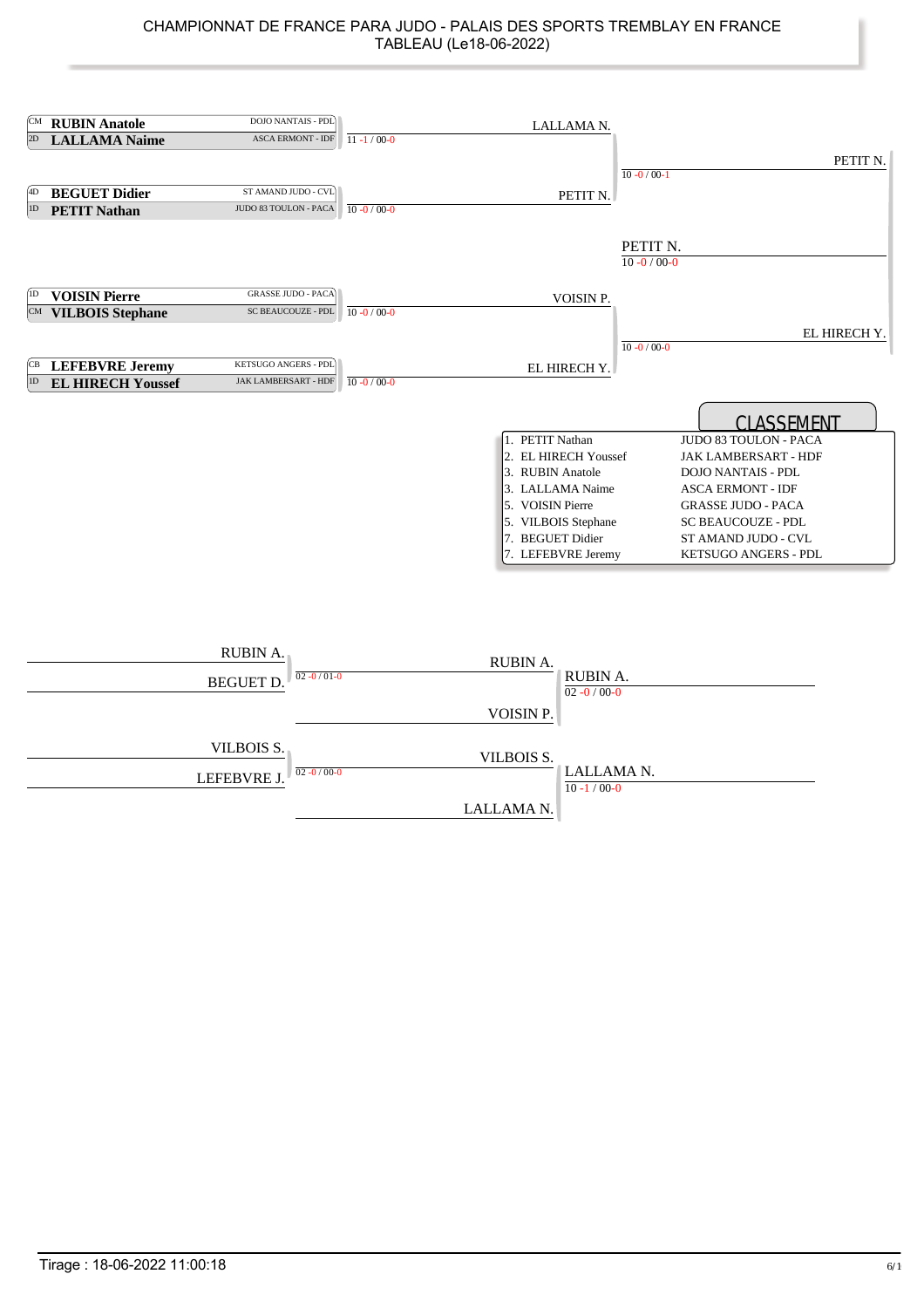CHAMPIONNAT DE FRANCE PARA JUDO - PALAIS DES SPORTS TREMBLAY EN FRANCE
TABLEAU (Le18-06-2022)

| Grade | Nom | Club |
|---|---|---|
| CM | **RUBIN Anatole** | DOJO NANTAIS - PDL |
| 2D | **LALLAMA Naime** | ASCA ERMONT - IDF |
| 4D | **BEGUET Didier** | ST AMAND JUDO - CVL |
| 1D | **PETIT Nathan** | JUDO 83 TOULON - PACA |
| 1D | **VOISIN Pierre** | GRASSE JUDO - PACA |
| CM | **VILBOIS Stephane** | SC BEAUCOUZE - PDL |
| CB | **LEFEBVRE Jeremy** | KETSUGO ANGERS - PDL |
| 1D | **EL HIRECH Youssef** | JAK LAMBERSART - HDF |

Tableau principal :

- RUBIN Anatole / LALLAMA Naime → LALLAMA N. (11 -1 / 00-0)
- BEGUET Didier / PETIT Nathan → PETIT N. (10 -0 / 00-0)
- VOISIN Pierre / VILBOIS Stephane → VOISIN P. (10 -0 / 00-0)
- LEFEBVRE Jeremy / EL HIRECH Youssef → EL HIRECH Y. (10 -0 / 00-0)
- LALLAMA N. / PETIT N. → PETIT N. (10 -0 / 00-1)
- VOISIN P. / EL HIRECH Y. → EL HIRECH Y. (10 -0 / 00-0)
- Finale : PETIT N. / EL HIRECH Y. → PETIT N. (10 -0 / 00-0)

## CLASSEMENT

| Rang | Nom | Club |
|---|---|---|
| 1. | PETIT Nathan | JUDO 83 TOULON - PACA |
| 2. | EL HIRECH Youssef | JAK LAMBERSART - HDF |
| 3. | RUBIN Anatole | DOJO NANTAIS - PDL |
| 3. | LALLAMA Naime | ASCA ERMONT - IDF |
| 5. | VOISIN Pierre | GRASSE JUDO - PACA |
| 5. | VILBOIS Stephane | SC BEAUCOUZE - PDL |
| 7. | BEGUET Didier | ST AMAND JUDO - CVL |
| 7. | LEFEBVRE Jeremy | KETSUGO ANGERS - PDL |

Repêchages :

- RUBIN A. / BEGUET D. → RUBIN A. (02 -0 / 01-0)
- RUBIN A. / VOISIN P. → RUBIN A. (02 -0 / 00-0)
- VILBOIS S. / LEFEBVRE J. → VILBOIS S. (02 -0 / 00-0)
- VILBOIS S. / LALLAMA N. → LALLAMA N. (10 -1 / 00-0)

Tirage : 18-06-2022 11:00:18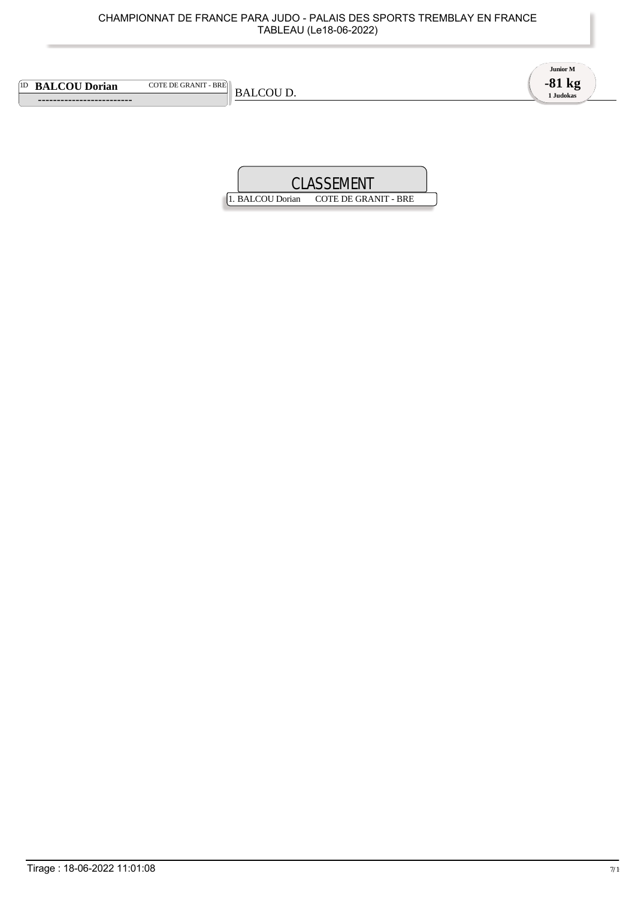CHAMPIONNAT DE FRANCE PARA JUDO - PALAIS DES SPORTS TREMBLAY EN FRANCE
TABLEAU (Le18-06-2022)

**Junior M**
**-81 kg**
**1 Judokas**

1D **BALCOU Dorian** COTE DE GRANIT - BRE

-------------------------

BALCOU D.

## CLASSEMENT

1. BALCOU Dorian COTE DE GRANIT - BRE

Tirage : 18-06-2022 11:01:08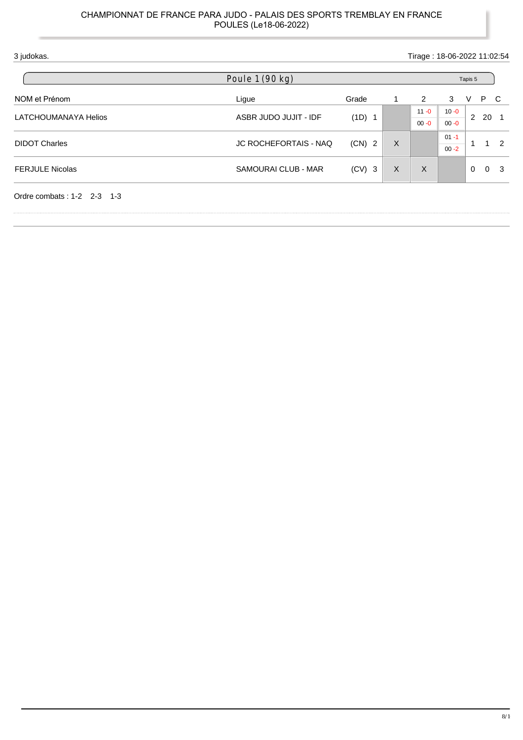CHAMPIONNAT DE FRANCE PARA JUDO - PALAIS DES SPORTS TREMBLAY EN FRANCE
POULES (Le18-06-2022)

3 judokas. Tirage : 18-06-2022 11:02:54

## Poule 1 (90 kg)

Tapis 5

| NOM et Prénom | Ligue | Grade | 1 | 2 | 3 | V | P | C |
|---|---|---|---|---|---|---|---|---|
| LATCHOUMANAYA Helios | ASBR JUDO JUJIT - IDF | (1D) 1 | | 11 -0 / 00 -0 | 10 -0 / 00 -0 | 2 | 20 | 1 |
| DIDOT Charles | JC ROCHEFORTAIS - NAQ | (CN) 2 | X | | 01 -1 / 00 -2 | 1 | 1 | 2 |
| FERJULE Nicolas | SAMOURAI CLUB - MAR | (CV) 3 | X | X | | 0 | 0 | 3 |

Ordre combats : 1-2 2-3 1-3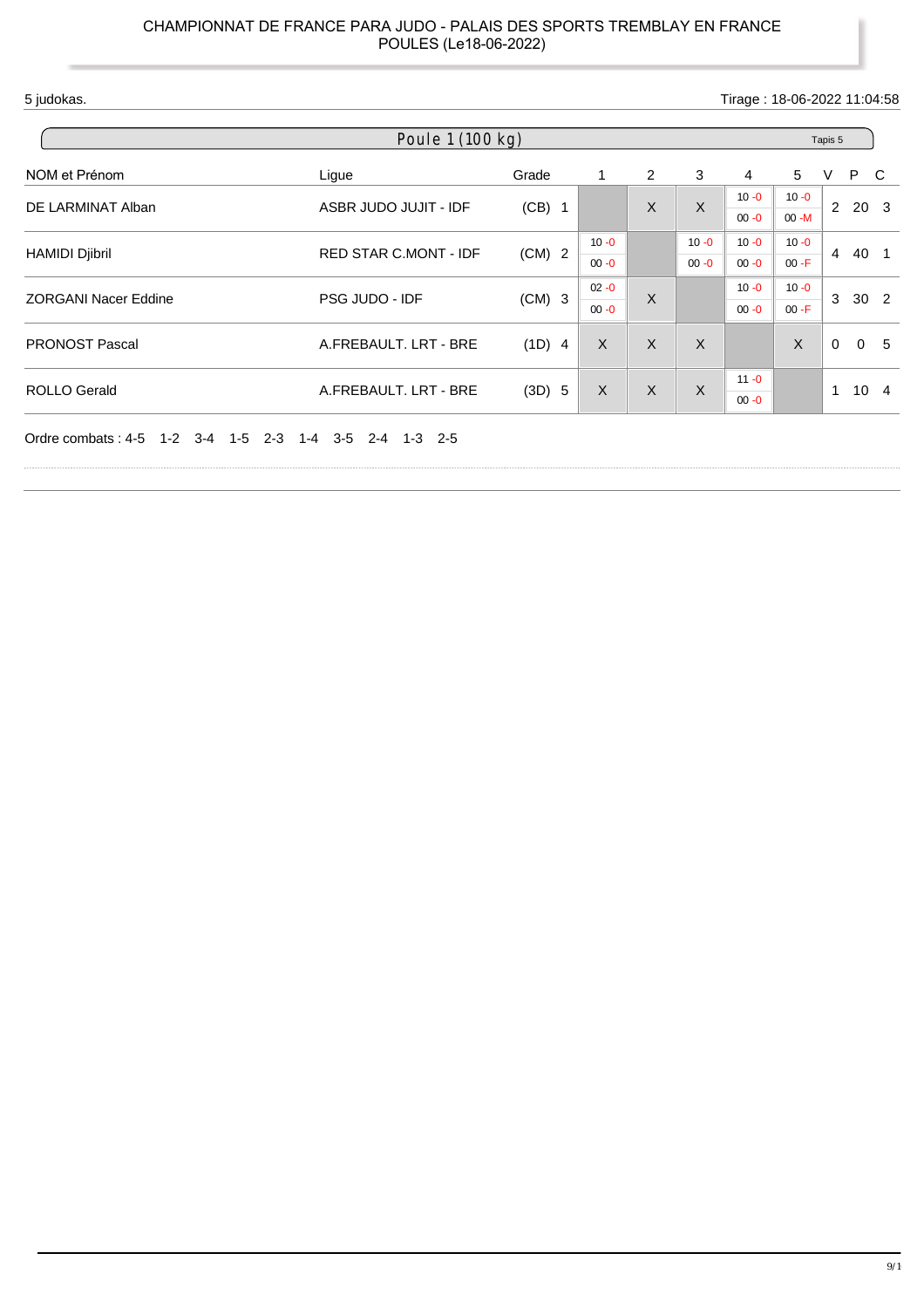CHAMPIONNAT DE FRANCE PARA JUDO - PALAIS DES SPORTS TREMBLAY EN FRANCE
POULES (Le18-06-2022)

5 judokas. Tirage : 18-06-2022 11:04:58

## Poule 1 (100 kg)

Tapis 5

| NOM et Prénom | Ligue | Grade | 1 | 2 | 3 | 4 | 5 | V | P | C |
|---|---|---|---|---|---|---|---|---|---|---|
| DE LARMINAT Alban | ASBR JUDO JUJIT - IDF | (CB) 1 | | X | X | 10 -0 / 00 -0 | 10 -0 / 00 -M | 2 | 20 | 3 |
| HAMIDI Djibril | RED STAR C.MONT - IDF | (CM) 2 | 10 -0 / 00 -0 | | 10 -0 / 00 -0 | 10 -0 / 00 -0 | 10 -0 / 00 -F | 4 | 40 | 1 |
| ZORGANI Nacer Eddine | PSG JUDO - IDF | (CM) 3 | 02 -0 / 00 -0 | X | | 10 -0 / 00 -0 | 10 -0 / 00 -F | 3 | 30 | 2 |
| PRONOST Pascal | A.FREBAULT. LRT - BRE | (1D) 4 | X | X | X | | X | 0 | 0 | 5 |
| ROLLO Gerald | A.FREBAULT. LRT - BRE | (3D) 5 | X | X | X | 11 -0 / 00 -0 | | 1 | 10 | 4 |

Ordre combats : 4-5 1-2 3-4 1-5 2-3 1-4 3-5 2-4 1-3 2-5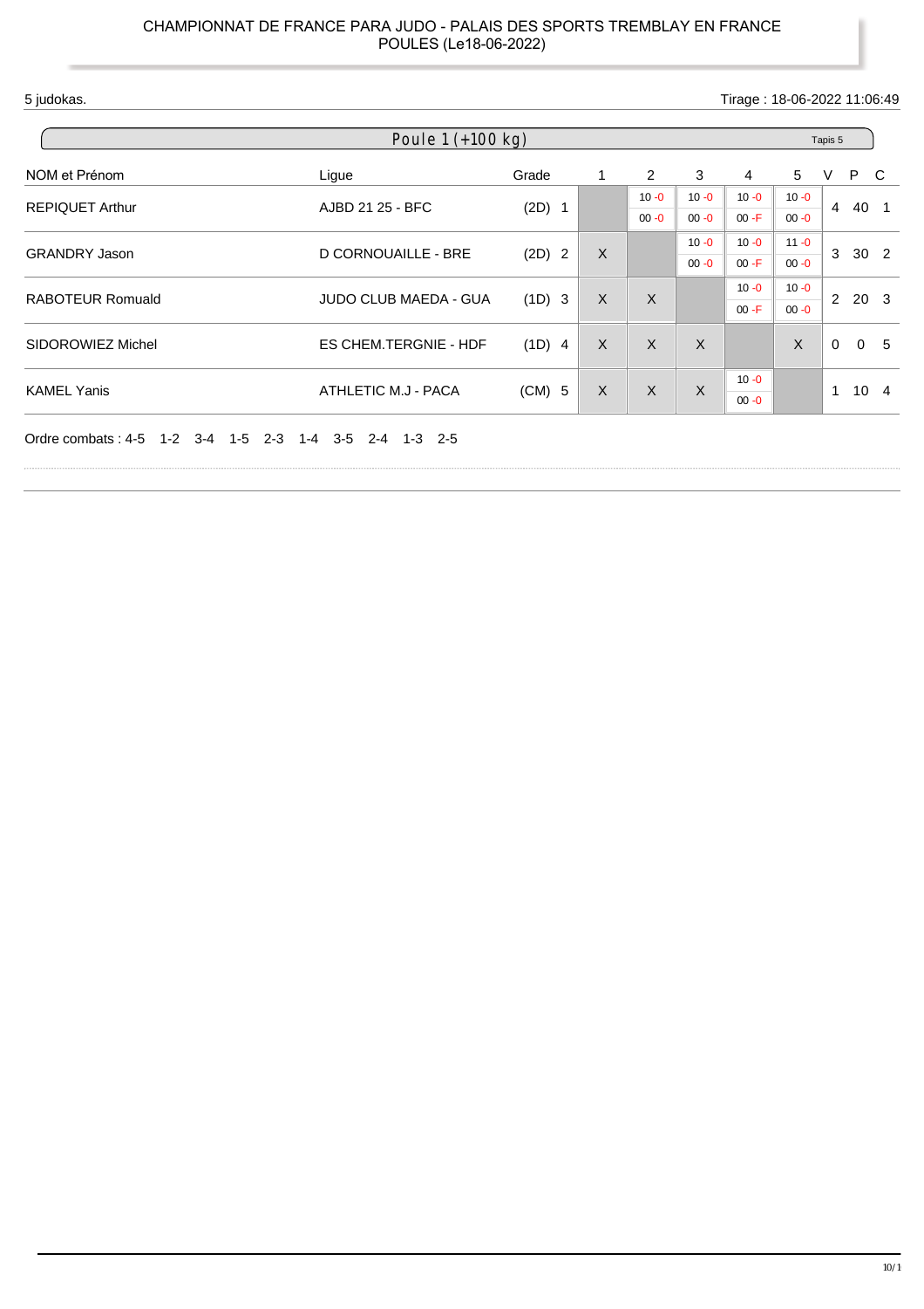CHAMPIONNAT DE FRANCE PARA JUDO - PALAIS DES SPORTS TREMBLAY EN FRANCE
POULES (Le18-06-2022)

5 judokas.

Tirage : 18-06-2022 11:06:49

## Poule 1 (+100 kg)

Tapis 5

| NOM et Prénom | Ligue | Grade | 1 | 2 | 3 | 4 | 5 | V | P | C |
|---|---|---|---|---|---|---|---|---|---|---|
| REPIQUET Arthur | AJBD 21 25 - BFC | (2D) 1 | | 10 -0 / 00 -0 | 10 -0 / 00 -0 | 10 -0 / 00 -F | 10 -0 / 00 -0 | 4 | 40 | 1 |
| GRANDRY Jason | D CORNOUAILLE - BRE | (2D) 2 | X | | 10 -0 / 00 -0 | 10 -0 / 00 -F | 11 -0 / 00 -0 | 3 | 30 | 2 |
| RABOTEUR Romuald | JUDO CLUB MAEDA - GUA | (1D) 3 | X | X | | 10 -0 / 00 -F | 10 -0 / 00 -0 | 2 | 20 | 3 |
| SIDOROWIEZ Michel | ES CHEM.TERGNIE - HDF | (1D) 4 | X | X | X | | X | 0 | 0 | 5 |
| KAMEL Yanis | ATHLETIC M.J - PACA | (CM) 5 | X | X | X | 10 -0 / 00 -0 | | 1 | 10 | 4 |

Ordre combats : 4-5 1-2 3-4 1-5 2-3 1-4 3-5 2-4 1-3 2-5